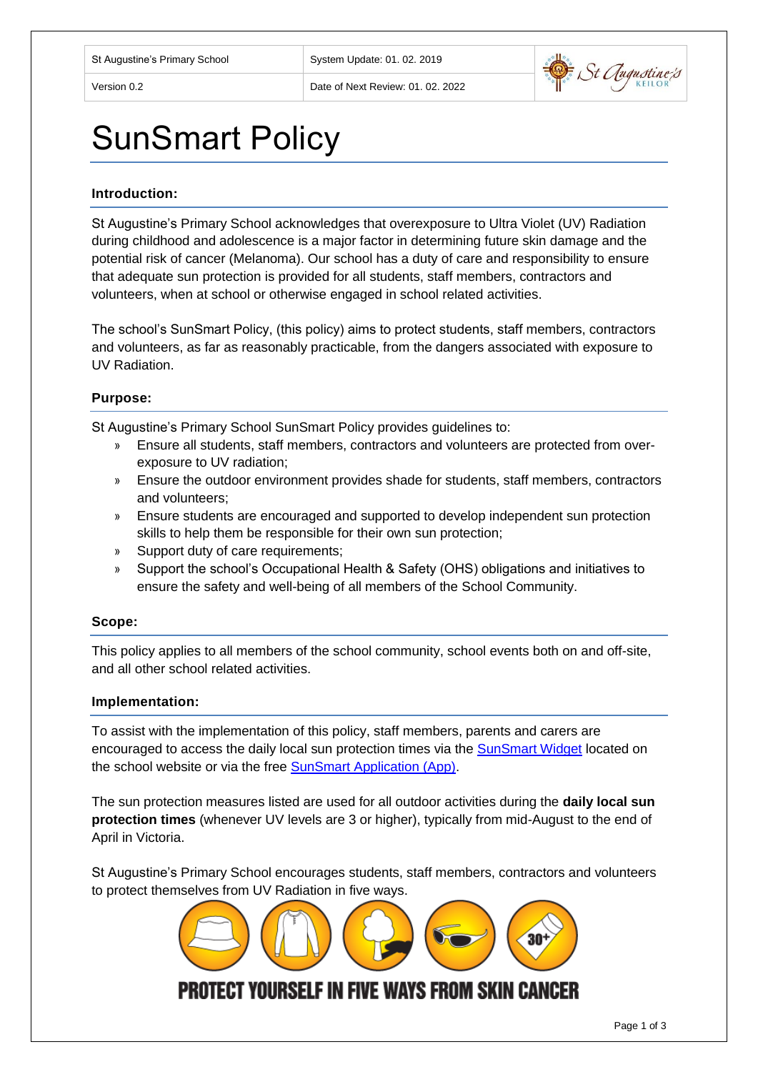| St Augustine's Primary School | System Update: 01. 02. 2019 |
| --- | --- |
| Version 0.2 | Date of Next Review: 01. 02. 2022 |

# SunSmart Policy

### Introduction:

St Augustine's Primary School acknowledges that overexposure to Ultra Violet (UV) Radiation during childhood and adolescence is a major factor in determining future skin damage and the potential risk of cancer (Melanoma). Our school has a duty of care and responsibility to ensure that adequate sun protection is provided for all students, staff members, contractors and volunteers, when at school or otherwise engaged in school related activities.

The school's SunSmart Policy, (this policy) aims to protect students, staff members, contractors and volunteers, as far as reasonably practicable, from the dangers associated with exposure to UV Radiation.

### Purpose:

St Augustine's Primary School SunSmart Policy provides guidelines to:

- Ensure all students, staff members, contractors and volunteers are protected from over-exposure to UV radiation;
- Ensure the outdoor environment provides shade for students, staff members, contractors and volunteers;
- Ensure students are encouraged and supported to develop independent sun protection skills to help them be responsible for their own sun protection;
- Support duty of care requirements;
- Support the school's Occupational Health & Safety (OHS) obligations and initiatives to ensure the safety and well-being of all members of the School Community.

### Scope:

This policy applies to all members of the school community, school events both on and off-site, and all other school related activities.

### Implementation:

To assist with the implementation of this policy, staff members, parents and carers are encouraged to access the daily local sun protection times via the SunSmart Widget located on the school website or via the free SunSmart Application (App).

The sun protection measures listed are used for all outdoor activities during the **daily local sun protection times** (whenever UV levels are 3 or higher), typically from mid-August to the end of April in Victoria.

St Augustine's Primary School encourages students, staff members, contractors and volunteers to protect themselves from UV Radiation in five ways.

PROTECT YOURSELF IN FIVE WAYS FROM SKIN CANCER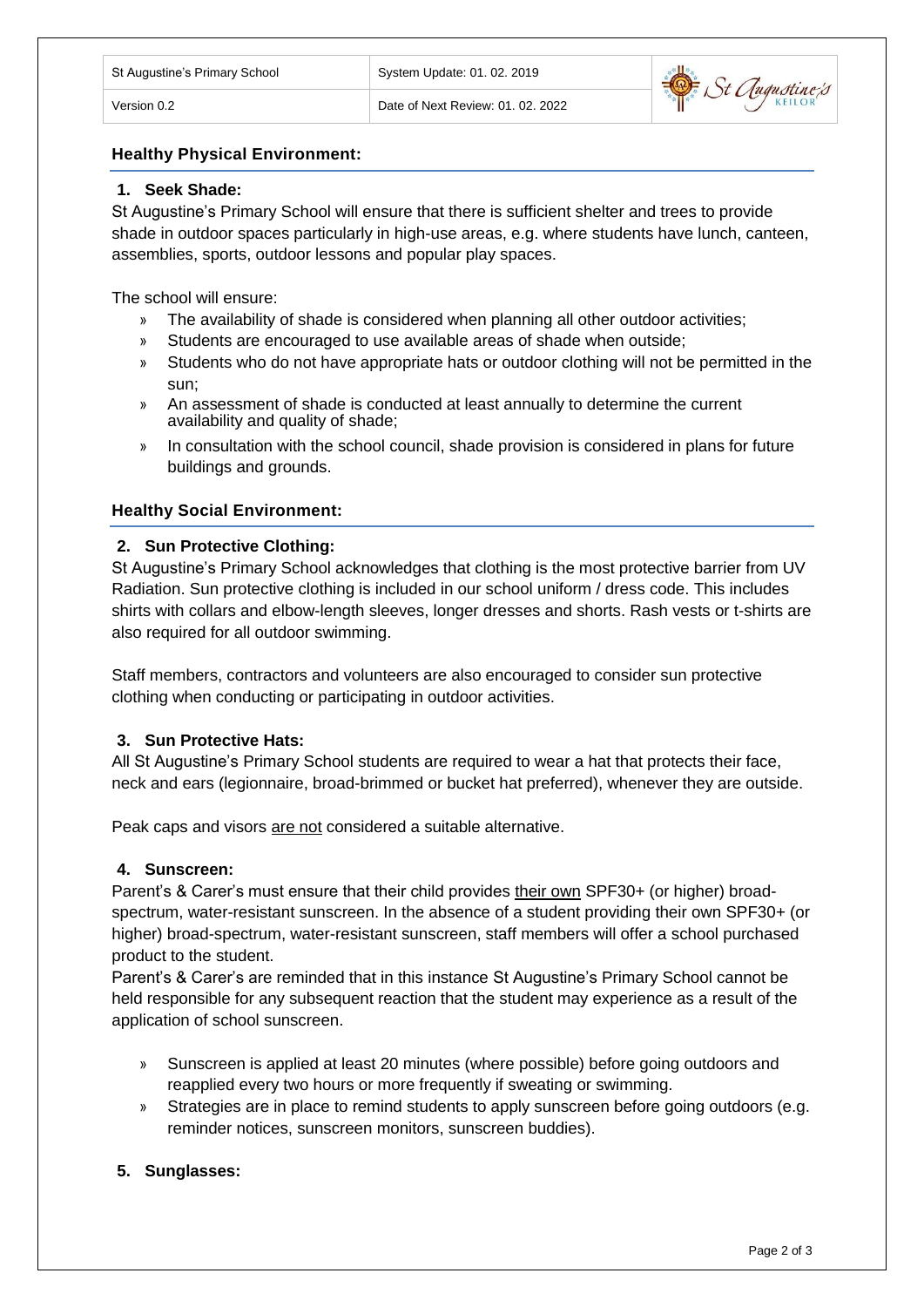## Healthy Physical Environment:

### 1. Seek Shade:

St Augustine's Primary School will ensure that there is sufficient shelter and trees to provide shade in outdoor spaces particularly in high-use areas, e.g. where students have lunch, canteen, assemblies, sports, outdoor lessons and popular play spaces.

The school will ensure:

- The availability of shade is considered when planning all other outdoor activities;
- Students are encouraged to use available areas of shade when outside;
- Students who do not have appropriate hats or outdoor clothing will not be permitted in the sun;
- An assessment of shade is conducted at least annually to determine the current availability and quality of shade;
- In consultation with the school council, shade provision is considered in plans for future buildings and grounds.

## Healthy Social Environment:

### 2. Sun Protective Clothing:

St Augustine's Primary School acknowledges that clothing is the most protective barrier from UV Radiation. Sun protective clothing is included in our school uniform / dress code. This includes shirts with collars and elbow-length sleeves, longer dresses and shorts. Rash vests or t-shirts are also required for all outdoor swimming.

Staff members, contractors and volunteers are also encouraged to consider sun protective clothing when conducting or participating in outdoor activities.

### 3. Sun Protective Hats:

All St Augustine's Primary School students are required to wear a hat that protects their face, neck and ears (legionnaire, broad-brimmed or bucket hat preferred), whenever they are outside.

Peak caps and visors <u>are not</u> considered a suitable alternative.

### 4. Sunscreen:

Parent's & Carer's must ensure that their child provides <u>their own</u> SPF30+ (or higher) broad-spectrum, water-resistant sunscreen. In the absence of a student providing their own SPF30+ (or higher) broad-spectrum, water-resistant sunscreen, staff members will offer a school purchased product to the student.

Parent's & Carer's are reminded that in this instance St Augustine's Primary School cannot be held responsible for any subsequent reaction that the student may experience as a result of the application of school sunscreen.

- Sunscreen is applied at least 20 minutes (where possible) before going outdoors and reapplied every two hours or more frequently if sweating or swimming.
- Strategies are in place to remind students to apply sunscreen before going outdoors (e.g. reminder notices, sunscreen monitors, sunscreen buddies).

### 5. Sunglasses: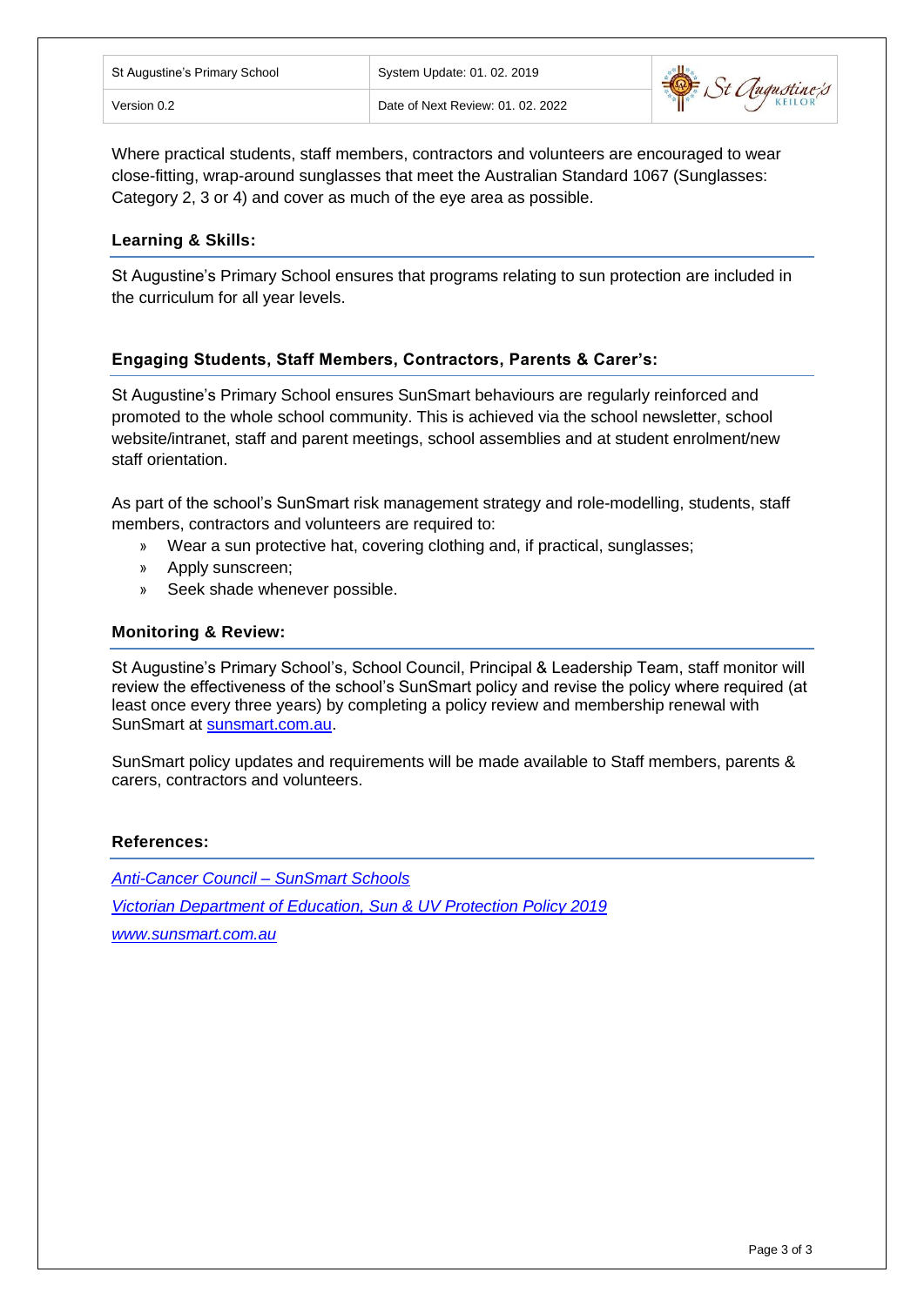Where practical students, staff members, contractors and volunteers are encouraged to wear close-fitting, wrap-around sunglasses that meet the Australian Standard 1067 (Sunglasses: Category 2, 3 or 4) and cover as much of the eye area as possible.

## Learning & Skills:

St Augustine's Primary School ensures that programs relating to sun protection are included in the curriculum for all year levels.

## Engaging Students, Staff Members, Contractors, Parents & Carer's:

St Augustine's Primary School ensures SunSmart behaviours are regularly reinforced and promoted to the whole school community. This is achieved via the school newsletter, school website/intranet, staff and parent meetings, school assemblies and at student enrolment/new staff orientation.

As part of the school's SunSmart risk management strategy and role-modelling, students, staff members, contractors and volunteers are required to:

- Wear a sun protective hat, covering clothing and, if practical, sunglasses;
- Apply sunscreen;
- Seek shade whenever possible.

## Monitoring & Review:

St Augustine's Primary School's, School Council, Principal & Leadership Team, staff monitor will review the effectiveness of the school's SunSmart policy and revise the policy where required (at least once every three years) by completing a policy review and membership renewal with SunSmart at [sunsmart.com.au](sunsmart.com.au).

SunSmart policy updates and requirements will be made available to Staff members, parents & carers, contractors and volunteers.

## References:

*Anti-Cancer Council – SunSmart Schools*

*Victorian Department of Education, Sun & UV Protection Policy 2019*

*www.sunsmart.com.au*